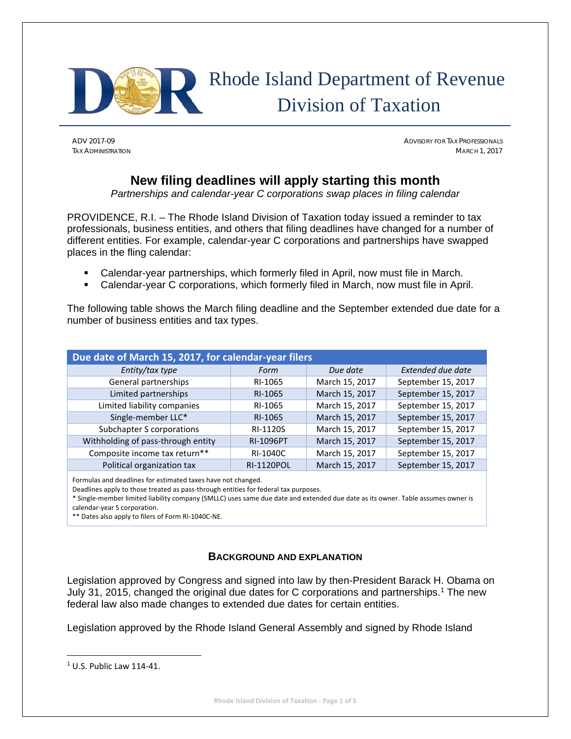# Rhode Island Department of Revenue Division of Taxation

ADV 2017-09
TAX ADMINISTRATION

ADVISORY FOR TAX PROFESSIONALS
MARCH 1, 2017

## New filing deadlines will apply starting this month

*Partnerships and calendar-year C corporations swap places in filing calendar*

PROVIDENCE, R.I. – The Rhode Island Division of Taxation today issued a reminder to tax professionals, business entities, and others that filing deadlines have changed for a number of different entities. For example, calendar-year C corporations and partnerships have swapped places in the fling calendar:

- Calendar-year partnerships, which formerly filed in April, now must file in March.
- Calendar-year C corporations, which formerly filed in March, now must file in April.

The following table shows the March filing deadline and the September extended due date for a number of business entities and tax types.

| Due date of March 15, 2017, for calendar-year filers | | | |
|---|---|---|---|
| *Entity/tax type* | *Form* | *Due date* | *Extended due date* |
| General partnerships | RI-1065 | March 15, 2017 | September 15, 2017 |
| Limited partnerships | RI-1065 | March 15, 2017 | September 15, 2017 |
| Limited liability companies | RI-1065 | March 15, 2017 | September 15, 2017 |
| Single-member LLC* | RI-1065 | March 15, 2017 | September 15, 2017 |
| Subchapter S corporations | RI-1120S | March 15, 2017 | September 15, 2017 |
| Withholding of pass-through entity | RI-1096PT | March 15, 2017 | September 15, 2017 |
| Composite income tax return** | RI-1040C | March 15, 2017 | September 15, 2017 |
| Political organization tax | RI-1120POL | March 15, 2017 | September 15, 2017 |

Formulas and deadlines for estimated taxes have not changed.
Deadlines apply to those treated as pass-through entities for federal tax purposes.
* Single-member limited liability company (SMLLC) uses same due date and extended due date as its owner. Table assumes owner is calendar-year S corporation.
** Dates also apply to filers of Form RI-1040C-NE.

### BACKGROUND AND EXPLANATION

Legislation approved by Congress and signed into law by then-President Barack H. Obama on July 31, 2015, changed the original due dates for C corporations and partnerships.[1] The new federal law also made changes to extended due dates for certain entities.

Legislation approved by the Rhode Island General Assembly and signed by Rhode Island

[1] U.S. Public Law 114-41.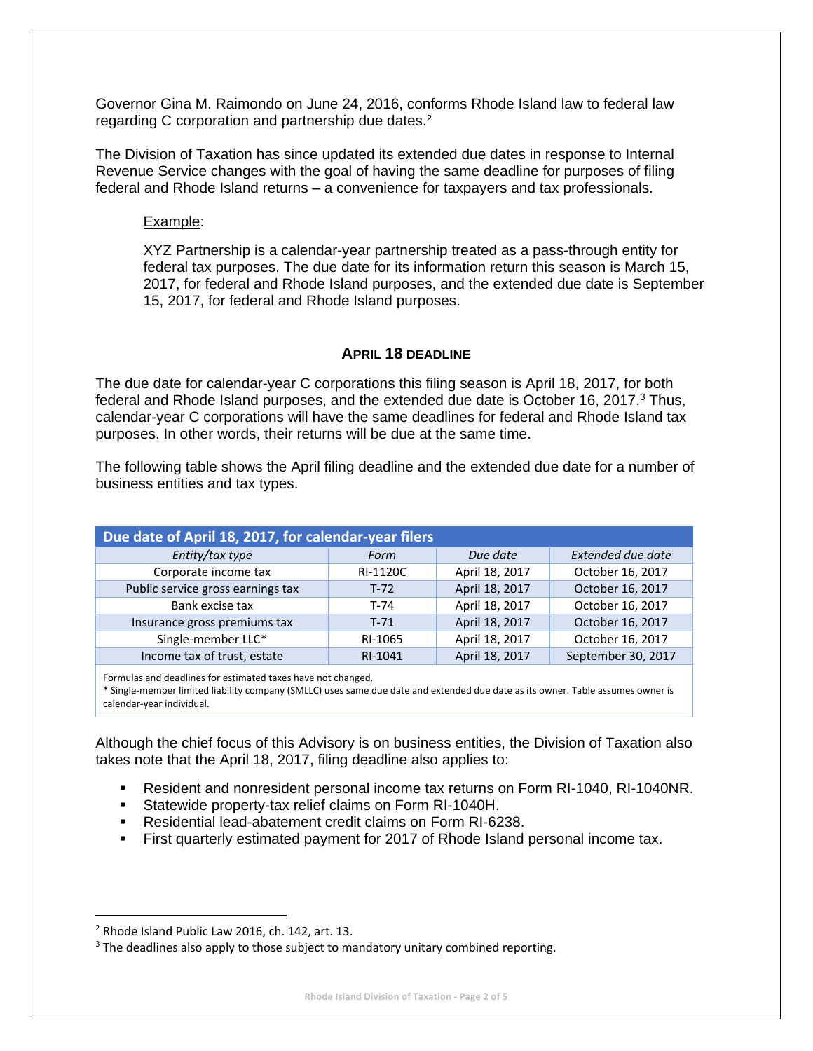Governor Gina M. Raimondo on June 24, 2016, conforms Rhode Island law to federal law regarding C corporation and partnership due dates.[2]

The Division of Taxation has since updated its extended due dates in response to Internal Revenue Service changes with the goal of having the same deadline for purposes of filing federal and Rhode Island returns – a convenience for taxpayers and tax professionals.

> Example:
>
> XYZ Partnership is a calendar-year partnership treated as a pass-through entity for federal tax purposes. The due date for its information return this season is March 15, 2017, for federal and Rhode Island purposes, and the extended due date is September 15, 2017, for federal and Rhode Island purposes.

### APRIL 18 DEADLINE

The due date for calendar-year C corporations this filing season is April 18, 2017, for both federal and Rhode Island purposes, and the extended due date is October 16, 2017.[3] Thus, calendar-year C corporations will have the same deadlines for federal and Rhode Island tax purposes. In other words, their returns will be due at the same time.

The following table shows the April filing deadline and the extended due date for a number of business entities and tax types.

| Due date of April 18, 2017, for calendar-year filers | | | |
|---|---|---|---|
| *Entity/tax type* | *Form* | *Due date* | *Extended due date* |
| Corporate income tax | RI-1120C | April 18, 2017 | October 16, 2017 |
| Public service gross earnings tax | T-72 | April 18, 2017 | October 16, 2017 |
| Bank excise tax | T-74 | April 18, 2017 | October 16, 2017 |
| Insurance gross premiums tax | T-71 | April 18, 2017 | October 16, 2017 |
| Single-member LLC* | RI-1065 | April 18, 2017 | October 16, 2017 |
| Income tax of trust, estate | RI-1041 | April 18, 2017 | September 30, 2017 |

Formulas and deadlines for estimated taxes have not changed.
* Single-member limited liability company (SMLLC) uses same due date and extended due date as its owner. Table assumes owner is calendar-year individual.

Although the chief focus of this Advisory is on business entities, the Division of Taxation also takes note that the April 18, 2017, filing deadline also applies to:

- Resident and nonresident personal income tax returns on Form RI-1040, RI-1040NR.
- Statewide property-tax relief claims on Form RI-1040H.
- Residential lead-abatement credit claims on Form RI-6238.
- First quarterly estimated payment for 2017 of Rhode Island personal income tax.

---

[2] Rhode Island Public Law 2016, ch. 142, art. 13.

[3] The deadlines also apply to those subject to mandatory unitary combined reporting.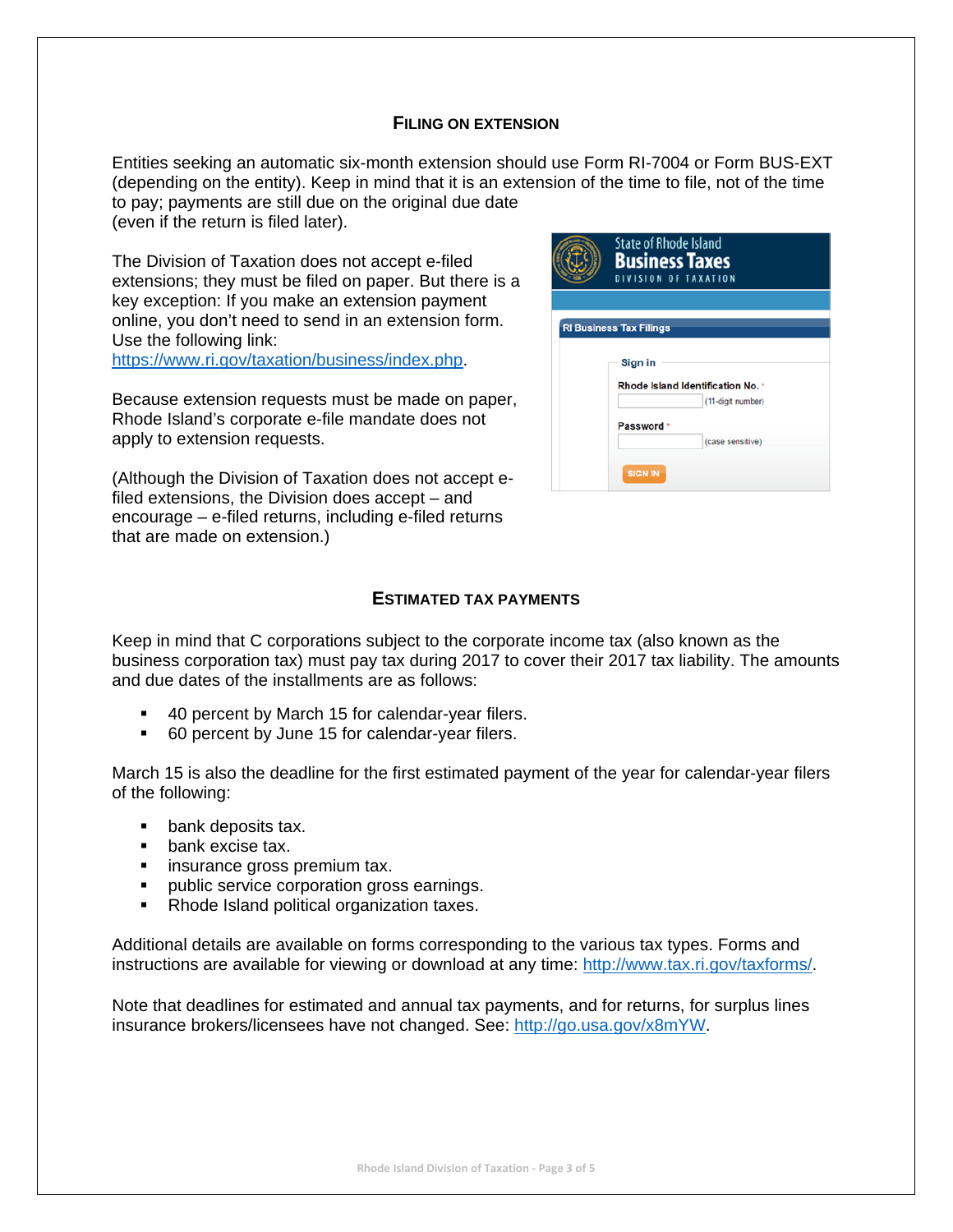## FILING ON EXTENSION

Entities seeking an automatic six-month extension should use Form RI-7004 or Form BUS-EXT (depending on the entity). Keep in mind that it is an extension of the time to file, not of the time to pay; payments are still due on the original due date (even if the return is filed later).

The Division of Taxation does not accept e-filed extensions; they must be filed on paper. But there is a key exception: If you make an extension payment online, you don't need to send in an extension form. Use the following link: https://www.ri.gov/taxation/business/index.php.

Because extension requests must be made on paper, Rhode Island's corporate e-file mandate does not apply to extension requests.

(Although the Division of Taxation does not accept e-filed extensions, the Division does accept – and encourage – e-filed returns, including e-filed returns that are made on extension.)

## ESTIMATED TAX PAYMENTS

Keep in mind that C corporations subject to the corporate income tax (also known as the business corporation tax) must pay tax during 2017 to cover their 2017 tax liability. The amounts and due dates of the installments are as follows:

- 40 percent by March 15 for calendar-year filers.
- 60 percent by June 15 for calendar-year filers.

March 15 is also the deadline for the first estimated payment of the year for calendar-year filers of the following:

- bank deposits tax.
- bank excise tax.
- insurance gross premium tax.
- public service corporation gross earnings.
- Rhode Island political organization taxes.

Additional details are available on forms corresponding to the various tax types. Forms and instructions are available for viewing or download at any time: http://www.tax.ri.gov/taxforms/.

Note that deadlines for estimated and annual tax payments, and for returns, for surplus lines insurance brokers/licensees have not changed. See: http://go.usa.gov/x8mYW.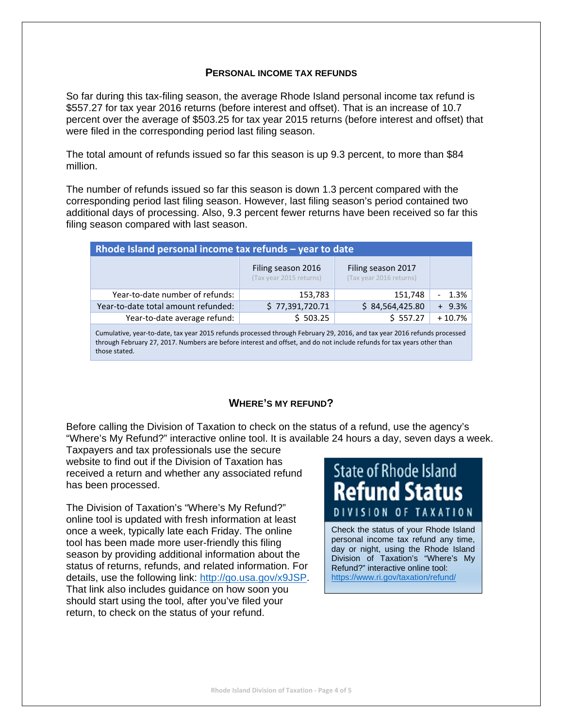## Personal income tax refunds

So far during this tax-filing season, the average Rhode Island personal income tax refund is $557.27 for tax year 2016 returns (before interest and offset). That is an increase of 10.7 percent over the average of $503.25 for tax year 2015 returns (before interest and offset) that were filed in the corresponding period last filing season.

The total amount of refunds issued so far this season is up 9.3 percent, to more than $84 million.

The number of refunds issued so far this season is down 1.3 percent compared with the corresponding period last filing season. However, last filing season's period contained two additional days of processing. Also, 9.3 percent fewer returns have been received so far this filing season compared with last season.

**Rhode Island personal income tax refunds – year to date**

| | Filing season 2016 (Tax year 2015 returns) | Filing season 2017 (Tax year 2016 returns) | |
|---|---|---|---|
| Year-to-date number of refunds: | 153,783 | 151,748 | - 1.3% |
| Year-to-date total amount refunded: | $ 77,391,720.71 | $ 84,564,425.80 | + 9.3% |
| Year-to-date average refund: | $ 503.25 | $ 557.27 | + 10.7% |

Cumulative, year-to-date, tax year 2015 refunds processed through February 29, 2016, and tax year 2016 refunds processed through February 27, 2017. Numbers are before interest and offset, and do not include refunds for tax years other than those stated.

## Where's my refund?

Before calling the Division of Taxation to check on the status of a refund, use the agency's "Where's My Refund?" interactive online tool. It is available 24 hours a day, seven days a week. Taxpayers and tax professionals use the secure website to find out if the Division of Taxation has received a return and whether any associated refund has been processed.

The Division of Taxation's "Where's My Refund?" online tool is updated with fresh information at least once a week, typically late each Friday. The online tool has been made more user-friendly this filing season by providing additional information about the status of returns, refunds, and related information. For details, use the following link: http://go.usa.gov/x9JSP. That link also includes guidance on how soon you should start using the tool, after you've filed your return, to check on the status of your refund.

**State of Rhode Island Refund Status**
**DIVISION OF TAXATION**

Check the status of your Rhode Island personal income tax refund any time, day or night, using the Rhode Island Division of Taxation's "Where's My Refund?" interactive online tool: https://www.ri.gov/taxation/refund/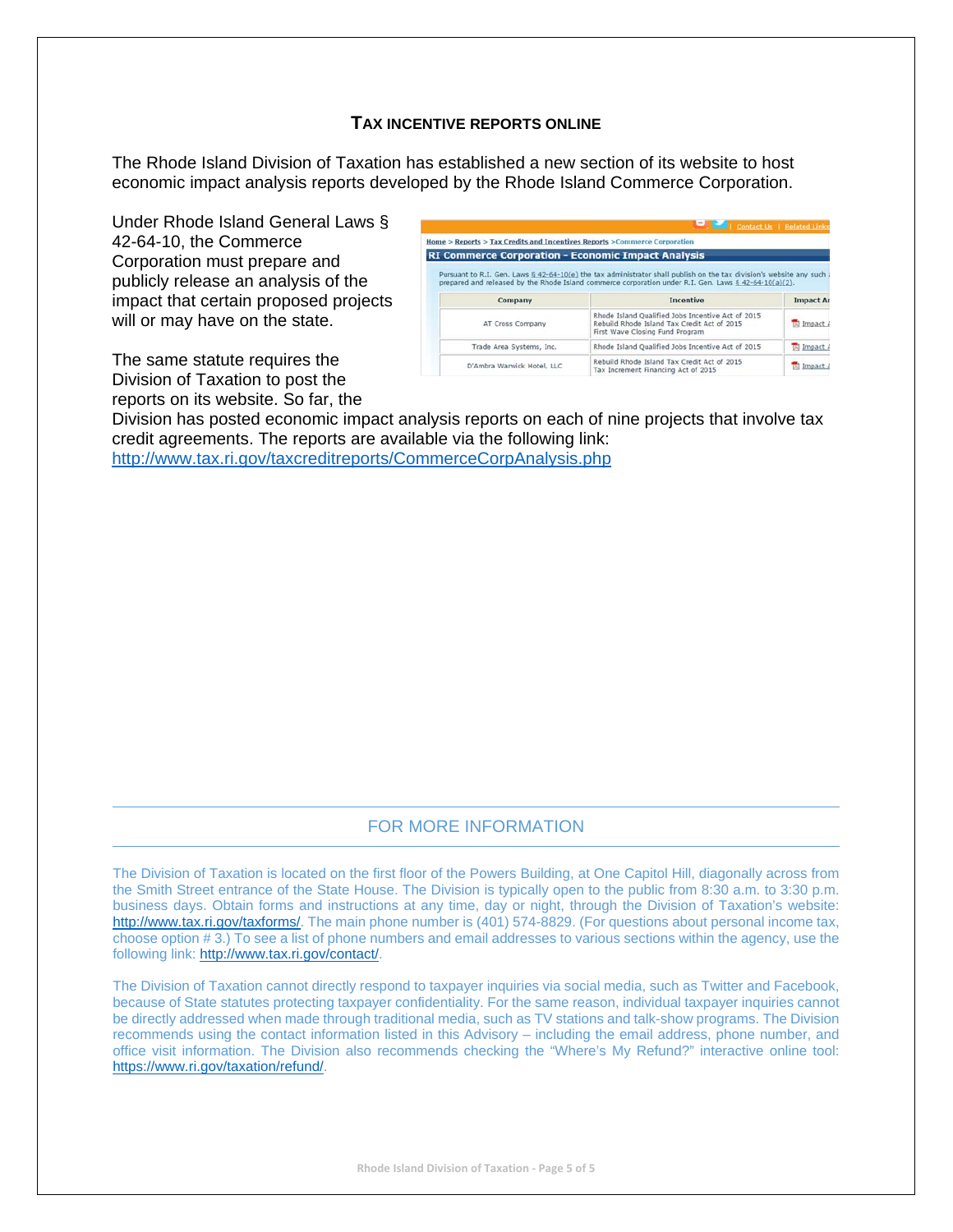### TAX INCENTIVE REPORTS ONLINE

The Rhode Island Division of Taxation has established a new section of its website to host economic impact analysis reports developed by the Rhode Island Commerce Corporation.

Under Rhode Island General Laws § 42-64-10, the Commerce Corporation must prepare and publicly release an analysis of the impact that certain proposed projects will or may have on the state.

The same statute requires the Division of Taxation to post the reports on its website. So far, the Division has posted economic impact analysis reports on each of nine projects that involve tax credit agreements. The reports are available via the following link: http://www.tax.ri.gov/taxcreditreports/CommerceCorpAnalysis.php

## FOR MORE INFORMATION

The Division of Taxation is located on the first floor of the Powers Building, at One Capitol Hill, diagonally across from the Smith Street entrance of the State House. The Division is typically open to the public from 8:30 a.m. to 3:30 p.m. business days. Obtain forms and instructions at any time, day or night, through the Division of Taxation's website: http://www.tax.ri.gov/taxforms/. The main phone number is (401) 574-8829. (For questions about personal income tax, choose option # 3.) To see a list of phone numbers and email addresses to various sections within the agency, use the following link: http://www.tax.ri.gov/contact/.

The Division of Taxation cannot directly respond to taxpayer inquiries via social media, such as Twitter and Facebook, because of State statutes protecting taxpayer confidentiality. For the same reason, individual taxpayer inquiries cannot be directly addressed when made through traditional media, such as TV stations and talk-show programs. The Division recommends using the contact information listed in this Advisory – including the email address, phone number, and office visit information. The Division also recommends checking the "Where's My Refund?" interactive online tool: https://www.ri.gov/taxation/refund/.